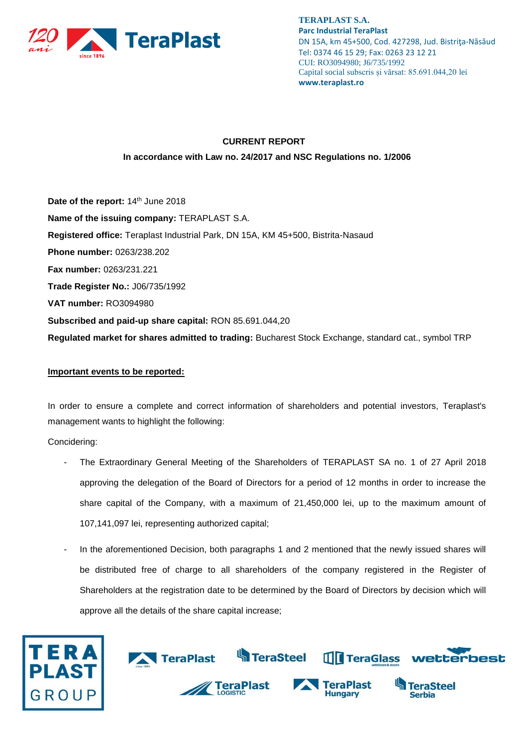**TERAPLAST S.A.**
**Parc Industrial TeraPlast**
DN 15A, km 45+500, Cod. 427298, Jud. Bistrița-Năsăud
Tel: 0374 46 15 29; Fax: 0263 23 12 21
CUI: RO3094980; J6/735/1992
Capital social subscris și vărsat: 85.691.044,20 lei
**www.teraplast.ro**

**CURRENT REPORT**

**In accordance with Law no. 24/2017 and NSC Regulations no. 1/2006**

**Date of the report:** 14th June 2018

**Name of the issuing company:** TERAPLAST S.A.

**Registered office:** Teraplast Industrial Park, DN 15A, KM 45+500, Bistrita-Nasaud

**Phone number:** 0263/238.202

**Fax number:** 0263/231.221

**Trade Register No.:** J06/735/1992

**VAT number:** RO3094980

**Subscribed and paid-up share capital:** RON 85.691.044,20

**Regulated market for shares admitted to trading:** Bucharest Stock Exchange, standard cat., symbol TRP

**Important events to be reported:**

In order to ensure a complete and correct information of shareholders and potential investors, Teraplast's management wants to highlight the following:

Concidering:

- The Extraordinary General Meeting of the Shareholders of TERAPLAST SA no. 1 of 27 April 2018 approving the delegation of the Board of Directors for a period of 12 months in order to increase the share capital of the Company, with a maximum of 21,450,000 lei, up to the maximum amount of 107,141,097 lei, representing authorized capital;
- In the aforementioned Decision, both paragraphs 1 and 2 mentioned that the newly issued shares will be distributed free of charge to all shareholders of the company registered in the Register of Shareholders at the registration date to be determined by the Board of Directors by decision which will approve all the details of the share capital increase;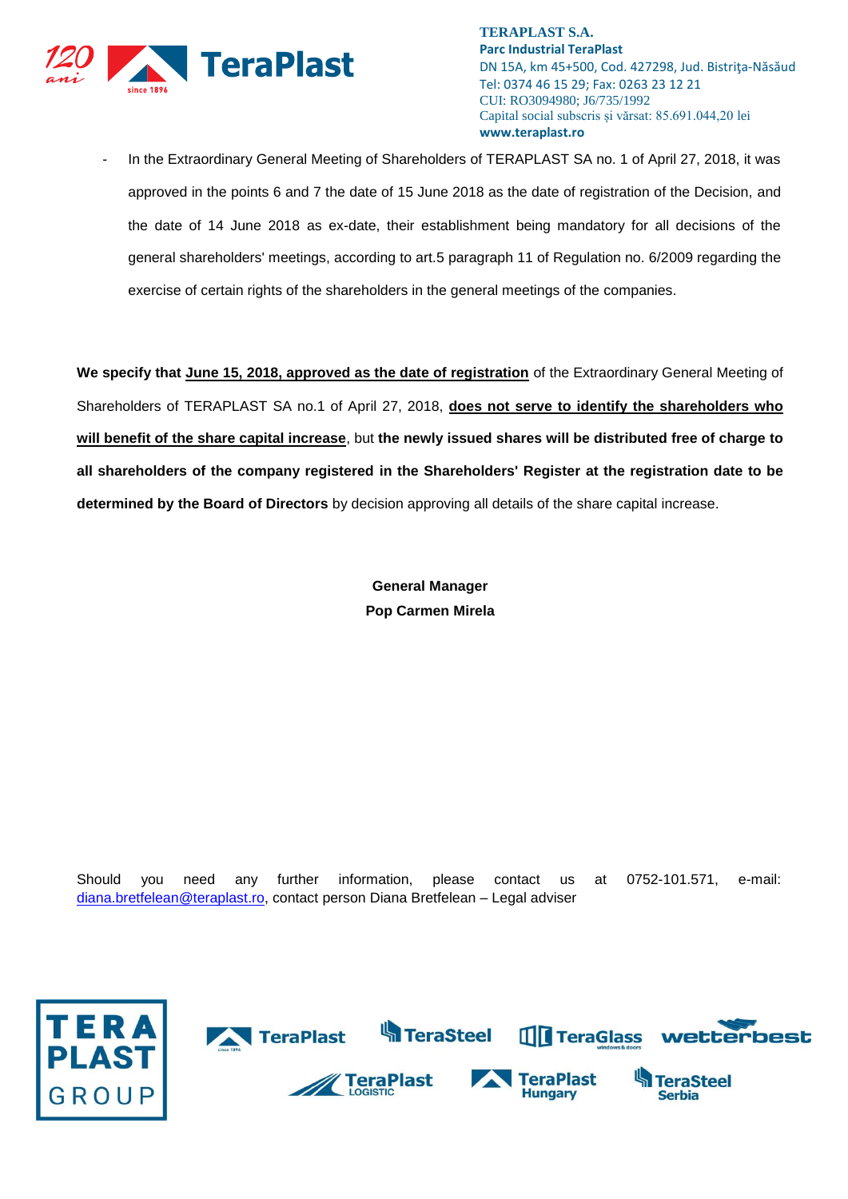- In the Extraordinary General Meeting of Shareholders of TERAPLAST SA no. 1 of April 27, 2018, it was approved in the points 6 and 7 the date of 15 June 2018 as the date of registration of the Decision, and the date of 14 June 2018 as ex-date, their establishment being mandatory for all decisions of the general shareholders' meetings, according to art.5 paragraph 11 of Regulation no. 6/2009 regarding the exercise of certain rights of the shareholders in the general meetings of the companies.

**We specify that <u>June 15, 2018, approved as the date of registration</u>** of the Extraordinary General Meeting of Shareholders of TERAPLAST SA no.1 of April 27, 2018, **<u>does not serve to identify the shareholders who will benefit of the share capital increase</u>**, but **the newly issued shares will be distributed free of charge to all shareholders of the company registered in the Shareholders' Register at the registration date to be determined by the Board of Directors** by decision approving all details of the share capital increase.

**General Manager**

**Pop Carmen Mirela**

Should you need any further information, please contact us at 0752-101.571, e-mail: diana.bretfelean@teraplast.ro, contact person Diana Bretfelean – Legal adviser